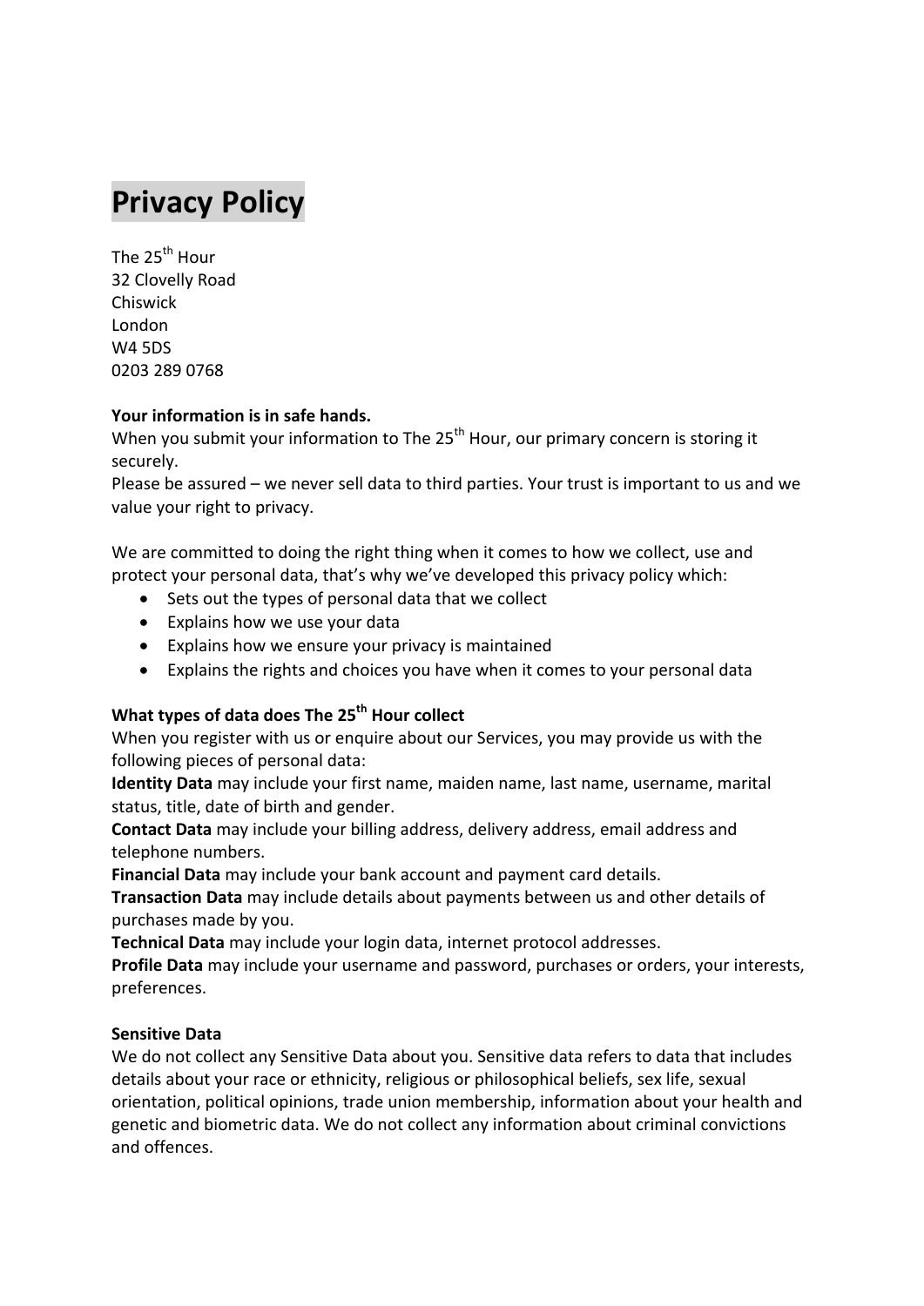# Privacy Policy

The 25th Hour
32 Clovelly Road
Chiswick
London
W4 5DS
0203 289 0768

**Your information is in safe hands.**
When you submit your information to The 25th Hour, our primary concern is storing it securely.
Please be assured – we never sell data to third parties. Your trust is important to us and we value your right to privacy.

We are committed to doing the right thing when it comes to how we collect, use and protect your personal data, that's why we've developed this privacy policy which:

- Sets out the types of personal data that we collect
- Explains how we use your data
- Explains how we ensure your privacy is maintained
- Explains the rights and choices you have when it comes to your personal data

**What types of data does The 25th Hour collect**
When you register with us or enquire about our Services, you may provide us with the following pieces of personal data:
**Identity Data** may include your first name, maiden name, last name, username, marital status, title, date of birth and gender.
**Contact Data** may include your billing address, delivery address, email address and telephone numbers.
**Financial Data** may include your bank account and payment card details.
**Transaction Data** may include details about payments between us and other details of purchases made by you.
**Technical Data** may include your login data, internet protocol addresses.
**Profile Data** may include your username and password, purchases or orders, your interests, preferences.

**Sensitive Data**
We do not collect any Sensitive Data about you. Sensitive data refers to data that includes details about your race or ethnicity, religious or philosophical beliefs, sex life, sexual orientation, political opinions, trade union membership, information about your health and genetic and biometric data. We do not collect any information about criminal convictions and offences.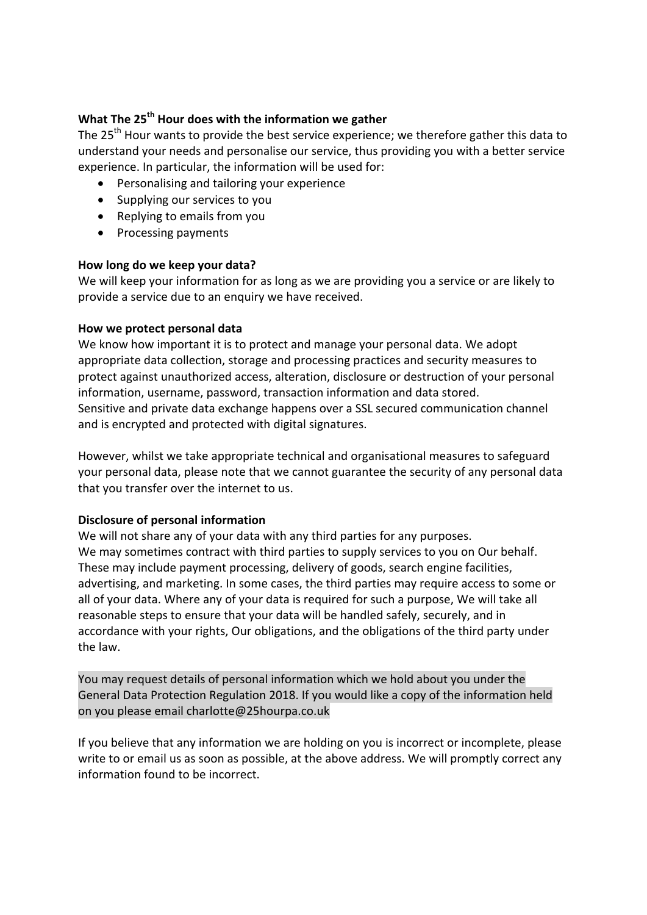**What The 25th Hour does with the information we gather**

The 25th Hour wants to provide the best service experience; we therefore gather this data to understand your needs and personalise our service, thus providing you with a better service experience. In particular, the information will be used for:

- Personalising and tailoring your experience
- Supplying our services to you
- Replying to emails from you
- Processing payments

**How long do we keep your data?**

We will keep your information for as long as we are providing you a service or are likely to provide a service due to an enquiry we have received.

**How we protect personal data**

We know how important it is to protect and manage your personal data. We adopt appropriate data collection, storage and processing practices and security measures to protect against unauthorized access, alteration, disclosure or destruction of your personal information, username, password, transaction information and data stored.
Sensitive and private data exchange happens over a SSL secured communication channel and is encrypted and protected with digital signatures.

However, whilst we take appropriate technical and organisational measures to safeguard your personal data, please note that we cannot guarantee the security of any personal data that you transfer over the internet to us.

**Disclosure of personal information**

We will not share any of your data with any third parties for any purposes.
We may sometimes contract with third parties to supply services to you on Our behalf. These may include payment processing, delivery of goods, search engine facilities, advertising, and marketing. In some cases, the third parties may require access to some or all of your data. Where any of your data is required for such a purpose, We will take all reasonable steps to ensure that your data will be handled safely, securely, and in accordance with your rights, Our obligations, and the obligations of the third party under the law.

You may request details of personal information which we hold about you under the General Data Protection Regulation 2018. If you would like a copy of the information held on you please email charlotte@25hourpa.co.uk

If you believe that any information we are holding on you is incorrect or incomplete, please write to or email us as soon as possible, at the above address. We will promptly correct any information found to be incorrect.